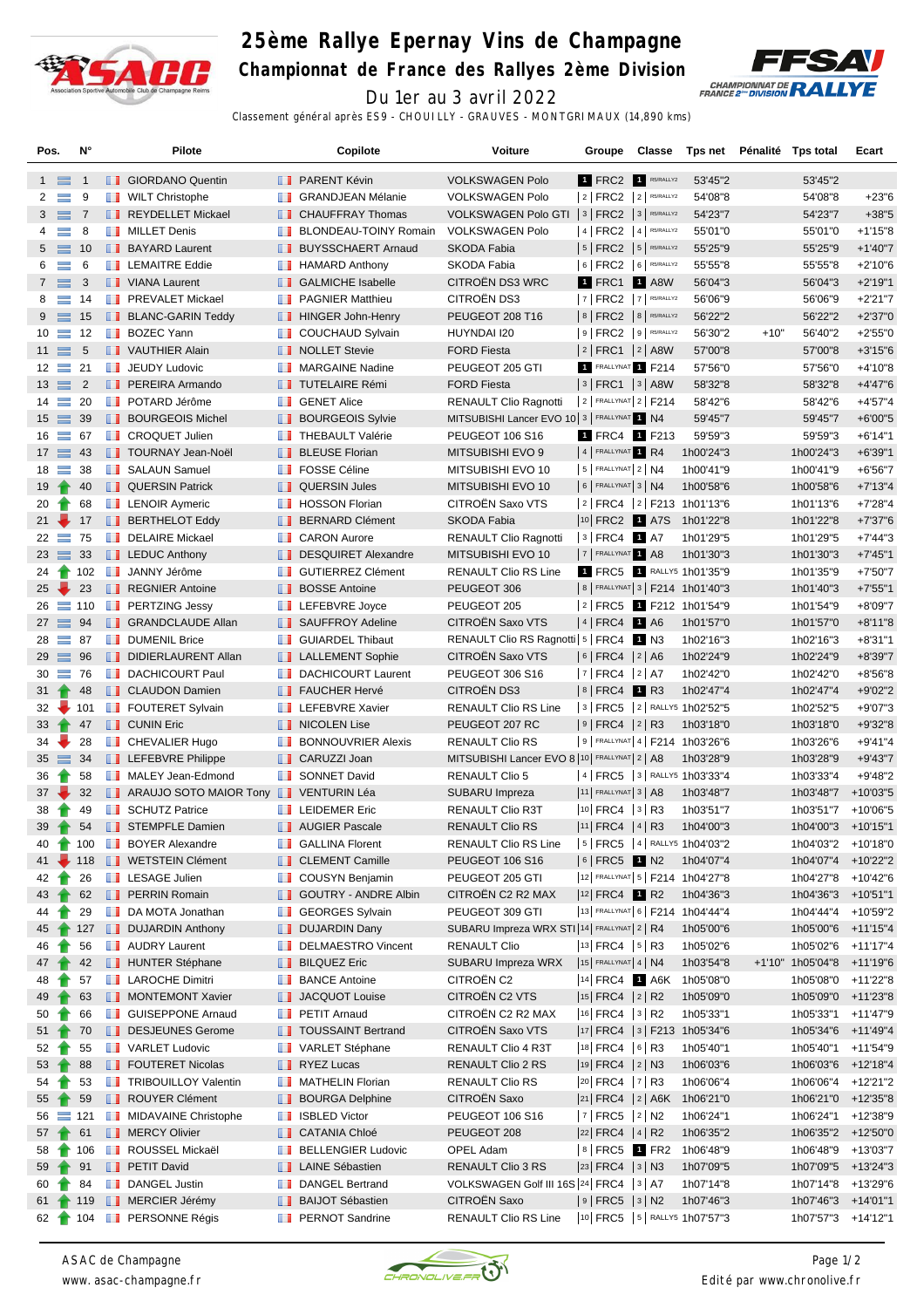# 25ème Rallye Epernay Vins de Champagne

## Championnat de France des Rallyes 2ème Division

Du 1er au 3 avril 2022

Classement général après ES9 - CHOUILLY - GRAUVES - MONTGRIMAUX (14,890 kms)

| Pos. | N° | Pilote | Copilote | Voiture | Groupe | Classe | Tps net | Pénalité | Tps total | Ecart |
|---|---|---|---|---|---|---|---|---|---|---|
| 1 | 1 | GIORDANO Quentin | PARENT Kévin | VOLKSWAGEN Polo | 1 FRC2 | 1 R5/RALLY2 | 53'45"2 | | 53'45"2 | |
| 2 | 9 | WILT Christophe | GRANDJEAN Mélanie | VOLKSWAGEN Polo | 2 FRC2 | 2 R5/RALLY2 | 54'08"8 | | 54'08"8 | +23"6 |
| 3 | 7 | REYDELLET Mickael | CHAUFFRAY Thomas | VOLKSWAGEN Polo GTI | 3 FRC2 | 3 R5/RALLY2 | 54'23"7 | | 54'23"7 | +38"5 |
| 4 | 8 | MILLET Denis | BLONDEAU-TOINY Romain | VOLKSWAGEN Polo | 4 FRC2 | 4 R5/RALLY2 | 55'01"0 | | 55'01"0 | +1'15"8 |
| 5 | 10 | BAYARD Laurent | BUYSSCHAERT Arnaud | SKODA Fabia | 5 FRC2 | 5 R5/RALLY2 | 55'25"9 | | 55'25"9 | +1'40"7 |
| 6 | 6 | LEMAITRE Eddie | HAMARD Anthony | SKODA Fabia | 6 FRC2 | 6 R5/RALLY2 | 55'55"8 | | 55'55"8 | +2'10"6 |
| 7 | 3 | VIANA Laurent | GALMICHE Isabelle | CITROËN DS3 WRC | 1 FRC1 | 1 A8W | 56'04"3 | | 56'04"3 | +2'19"1 |
| 8 | 14 | PREVALET Mickael | PAGNIER Matthieu | CITROËN DS3 | 7 FRC2 | 7 R5/RALLY2 | 56'06"9 | | 56'06"9 | +2'21"7 |
| 9 | 15 | BLANC-GARIN Teddy | HINGER John-Henry | PEUGEOT 208 T16 | 8 FRC2 | 8 R5/RALLY2 | 56'22"2 | | 56'22"2 | +2'37"0 |
| 10 | 12 | BOZEC Yann | COUCHAUD Sylvain | HUYNDAI I20 | 9 FRC2 | 9 R5/RALLY2 | 56'30"2 | +10" | 56'40"2 | +2'55"0 |
| 11 | 5 | VAUTHIER Alain | NOLLET Stevie | FORD Fiesta | 2 FRC1 | 2 A8W | 57'00"8 | | 57'00"8 | +3'15"6 |
| 12 | 21 | JEUDY Ludovic | MARGAINE Nadine | PEUGEOT 205 GTI | 1 FRALLYNAT | 1 F214 | 57'56"0 | | 57'56"0 | +4'10"8 |
| 13 | 2 | PEREIRA Armando | TUTELAIRE Rémi | FORD Fiesta | 3 FRC1 | 3 A8W | 58'32"8 | | 58'32"8 | +4'47"6 |
| 14 | 20 | POTARD Jérôme | GENET Alice | RENAULT Clio Ragnotti | 2 FRALLYNAT | 2 F214 | 58'42"6 | | 58'42"6 | +4'57"4 |
| 15 | 39 | BOURGEOIS Michel | BOURGEOIS Sylvie | MITSUBISHI Lancer EVO 10 | 3 FRALLYNAT | 1 N4 | 59'45"7 | | 59'45"7 | +6'00"5 |
| 16 | 67 | CROQUET Julien | THEBAULT Valérie | PEUGEOT 106 S16 | 1 FRC4 | 1 F213 | 59'59"3 | | 59'59"3 | +6'14"1 |
| 17 | 43 | TOURNAY Jean-Noël | BLEUSE Florian | MITSUBISHI EVO 9 | 4 FRALLYNAT | 1 R4 | 1h00'24"3 | | 1h00'24"3 | +6'39"1 |
| 18 | 38 | SALAUN Samuel | FOSSE Céline | MITSUBISHI EVO 10 | 5 FRALLYNAT | 2 N4 | 1h00'41"9 | | 1h00'41"9 | +6'56"7 |
| 19 | 40 | QUERSIN Patrick | QUERSIN Jules | MITSUBISHI EVO 10 | 6 FRALLYNAT | 3 N4 | 1h00'58"6 | | 1h00'58"6 | +7'13"4 |
| 20 | 68 | LENOIR Aymeric | HOSSON Florian | CITROËN Saxo VTS | 2 FRC4 | 2 F213 | 1h01'13"6 | | 1h01'13"6 | +7'28"4 |
| 21 | 17 | BERTHELOT Eddy | BERNARD Clément | SKODA Fabia | 10 FRC2 | 1 A7S | 1h01'22"8 | | 1h01'22"8 | +7'37"6 |
| 22 | 75 | DELAIRE Mickael | CARON Aurore | RENAULT Clio Ragnotti | 3 FRC4 | 1 A7 | 1h01'29"5 | | 1h01'29"5 | +7'44"3 |
| 23 | 33 | LEDUC Anthony | DESQUIRET Alexandre | MITSUBISHI EVO 10 | 7 FRALLYNAT | 1 A8 | 1h01'30"3 | | 1h01'30"3 | +7'45"1 |
| 24 | 102 | JANNY Jérôme | GUTIERREZ Clément | RENAULT Clio RS Line | 1 FRC5 | 1 RALLY5 | 1h01'35"9 | | 1h01'35"9 | +7'50"7 |
| 25 | 23 | REGNIER Antoine | BOSSE Antoine | PEUGEOT 306 | 8 FRALLYNAT | 3 F214 | 1h01'40"3 | | 1h01'40"3 | +7'55"1 |
| 26 | 110 | PERTZING Jessy | LEFEBVRE Joyce | PEUGEOT 205 | 2 FRC5 | 1 F212 | 1h01'54"9 | | 1h01'54"9 | +8'09"7 |
| 27 | 94 | GRANDCLAUDE Allan | SAUFFROY Adeline | CITROËN Saxo VTS | 4 FRC4 | 1 A6 | 1h01'57"0 | | 1h01'57"0 | +8'11"8 |
| 28 | 87 | DUMENIL Brice | GUIARDEL Thibaut | RENAULT Clio RS Ragnotti | 5 FRC4 | 1 N3 | 1h02'16"3 | | 1h02'16"3 | +8'31"1 |
| 29 | 96 | DIDIERLAURENT Allan | LALLEMENT Sophie | CITROËN Saxo VTS | 6 FRC4 | 2 A6 | 1h02'24"9 | | 1h02'24"9 | +8'39"7 |
| 30 | 76 | DACHICOURT Paul | DACHICOURT Laurent | PEUGEOT 306 S16 | 7 FRC4 | 2 A7 | 1h02'42"0 | | 1h02'42"0 | +8'56"8 |
| 31 | 48 | CLAUDON Damien | FAUCHER Hervé | CITROËN DS3 | 8 FRC4 | 1 R3 | 1h02'47"4 | | 1h02'47"4 | +9'02"2 |
| 32 | 101 | FOUTERET Sylvain | LEFEBVRE Xavier | RENAULT Clio RS Line | 3 FRC5 | 2 RALLY5 | 1h02'52"5 | | 1h02'52"5 | +9'07"3 |
| 33 | 47 | CUNIN Eric | NICOLEN Lise | PEUGEOT 207 RC | 9 FRC4 | 2 R3 | 1h03'18"0 | | 1h03'18"0 | +9'32"8 |
| 34 | 28 | CHEVALIER Hugo | BONNOUVRIER Alexis | RENAULT Clio RS | 9 FRALLYNAT | 4 F214 | 1h03'26"6 | | 1h03'26"6 | +9'41"4 |
| 35 | 34 | LEFEBVRE Philippe | CARUZZI Joan | MITSUBISHI Lancer EVO 8 | 10 FRALLYNAT | 2 A8 | 1h03'28"9 | | 1h03'28"9 | +9'43"7 |
| 36 | 58 | MALEY Jean-Edmond | SONNET David | RENAULT Clio 5 | 4 FRC5 | 3 RALLY5 | 1h03'33"4 | | 1h03'33"4 | +9'48"2 |
| 37 | 32 | ARAUJO SOTO MAIOR Tony | VENTURIN Léa | SUBARU Impreza | 11 FRALLYNAT | 3 A8 | 1h03'48"7 | | 1h03'48"7 | +10'03"5 |
| 38 | 49 | SCHUTZ Patrice | LEIDEMER Eric | RENAULT Clio R3T | 10 FRC4 | 3 R3 | 1h03'51"7 | | 1h03'51"7 | +10'06"5 |
| 39 | 54 | STEMPFLE Damien | AUGIER Pascale | RENAULT Clio RS | 11 FRC4 | 4 R3 | 1h04'00"3 | | 1h04'00"3 | +10'15"1 |
| 40 | 100 | BOYER Alexandre | GALLINA Florent | RENAULT Clio RS Line | 5 FRC5 | 4 RALLY5 | 1h04'03"2 | | 1h04'03"2 | +10'18"0 |
| 41 | 118 | WETSTEIN Clément | CLEMENT Camille | PEUGEOT 106 S16 | 6 FRC5 | 1 N2 | 1h04'07"4 | | 1h04'07"4 | +10'22"2 |
| 42 | 26 | LESAGE Julien | COUSYN Benjamin | PEUGEOT 205 GTI | 12 FRALLYNAT | 5 F214 | 1h04'27"8 | | 1h04'27"8 | +10'42"6 |
| 43 | 62 | PERRIN Romain | GOUTRY - ANDRE Albin | CITROËN C2 R2 MAX | 12 FRC4 | 1 R2 | 1h04'36"3 | | 1h04'36"3 | +10'51"1 |
| 44 | 29 | DA MOTA Jonathan | GEORGES Sylvain | PEUGEOT 309 GTI | 13 FRALLYNAT | 6 F214 | 1h04'44"4 | | 1h04'44"4 | +10'59"2 |
| 45 | 127 | DUJARDIN Anthony | DUJARDIN Dany | SUBARU Impreza WRX STI | 14 FRALLYNAT | 2 R4 | 1h05'00"6 | | 1h05'00"6 | +11'15"4 |
| 46 | 56 | AUDRY Laurent | DELMAESTRO Vincent | RENAULT Clio | 13 FRC4 | 5 R3 | 1h05'02"6 | | 1h05'02"6 | +11'17"4 |
| 47 | 42 | HUNTER Stéphane | BILQUEZ Eric | SUBARU Impreza WRX | 15 FRALLYNAT | 4 N4 | 1h03'54"8 | +1'10" | 1h05'04"8 | +11'19"6 |
| 48 | 57 | LAROCHE Dimitri | BANCE Antoine | CITROËN C2 | 14 FRC4 | 1 A6K | 1h05'08"0 | | 1h05'08"0 | +11'22"8 |
| 49 | 63 | MONTEMONT Xavier | JACQUOT Louise | CITROËN C2 VTS | 15 FRC4 | 2 R2 | 1h05'09"0 | | 1h05'09"0 | +11'23"8 |
| 50 | 66 | GUISEPPONE Arnaud | PETIT Arnaud | CITROËN C2 R2 MAX | 16 FRC4 | 3 R2 | 1h05'33"1 | | 1h05'33"1 | +11'47"9 |
| 51 | 70 | DESJEUNES Gerome | TOUSSAINT Bertrand | CITROËN Saxo VTS | 17 FRC4 | 3 F213 | 1h05'34"6 | | 1h05'34"6 | +11'49"4 |
| 52 | 55 | VARLET Ludovic | VARLET Stéphane | RENAULT Clio 4 R3T | 18 FRC4 | 6 R3 | 1h05'40"1 | | 1h05'40"1 | +11'54"9 |
| 53 | 88 | FOUTERET Nicolas | RYEZ Lucas | RENAULT Clio 2 RS | 19 FRC4 | 2 N3 | 1h06'03"6 | | 1h06'03"6 | +12'18"4 |
| 54 | 53 | TRIBOUILLOY Valentin | MATHELIN Florian | RENAULT Clio RS | 20 FRC4 | 7 R3 | 1h06'06"4 | | 1h06'06"4 | +12'21"2 |
| 55 | 59 | ROUYER Clément | BOURGA Delphine | CITROËN Saxo | 21 FRC4 | 2 A6K | 1h06'21"0 | | 1h06'21"0 | +12'35"8 |
| 56 | 121 | MIDAVAINE Christophe | ISBLED Victor | PEUGEOT 106 S16 | 7 FRC5 | 2 N2 | 1h06'24"1 | | 1h06'24"1 | +12'38"9 |
| 57 | 61 | MERCY Olivier | CATANIA Chloé | PEUGEOT 208 | 22 FRC4 | 4 R2 | 1h06'35"2 | | 1h06'35"2 | +12'50"0 |
| 58 | 106 | ROUSSEL Mickaël | BELLENGIER Ludovic | OPEL Adam | 8 FRC5 | 1 FR2 | 1h06'48"9 | | 1h06'48"9 | +13'03"7 |
| 59 | 91 | PETIT David | LAINE Sébastien | RENAULT Clio 3 RS | 23 FRC4 | 3 N3 | 1h07'09"5 | | 1h07'09"5 | +13'24"3 |
| 60 | 84 | DANGEL Justin | DANGEL Bertrand | VOLKSWAGEN Golf III 16S | 24 FRC4 | 3 A7 | 1h07'14"8 | | 1h07'14"8 | +13'29"6 |
| 61 | 119 | MERCIER Jérémy | BAIJOT Sébastien | CITROËN Saxo | 9 FRC5 | 3 N2 | 1h07'46"3 | | 1h07'46"3 | +14'01"1 |
| 62 | 104 | PERSONNE Régis | PERNOT Sandrine | RENAULT Clio RS Line | 10 FRC5 | 5 RALLY5 | 1h07'57"3 | | 1h07'57"3 | +14'12"1 |

ASAC de Champagne
www.asac-champagne.fr

Edité par www.chronolive.fr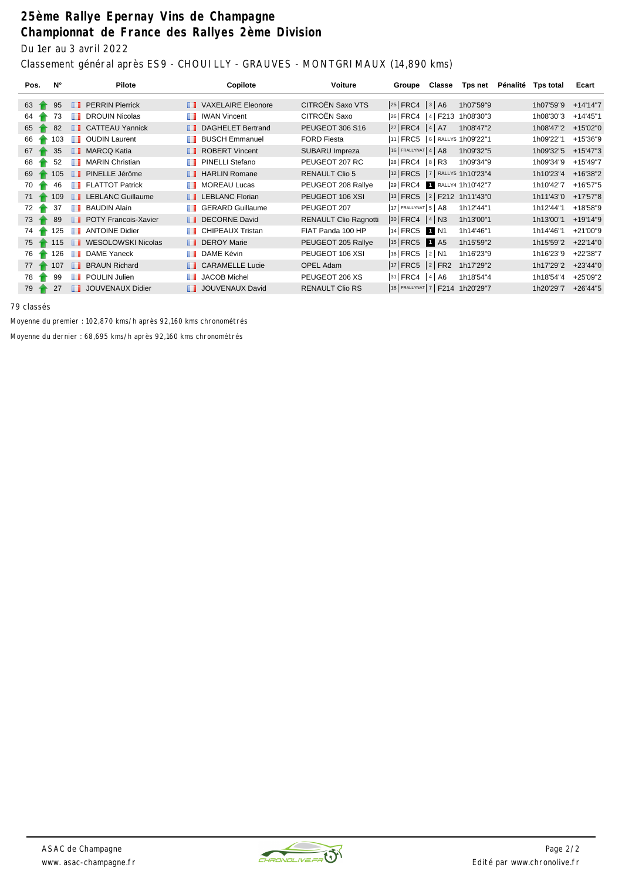# 25ème Rallye Epernay Vins de Champagne
# Championnat de France des Rallyes 2ème Division

Du 1er au 3 avril 2022

Classement général après ES9 - CHOUILLY - GRAUVES - MONTGRIMAUX (14,890 kms)

| Pos. | N° | Pilote | Copilote | Voiture | Groupe | Classe | Tps net | Pénalité | Tps total | Ecart |
|---|---|---|---|---|---|---|---|---|---|---|
| 63 | 95 | PERRIN Pierrick | VAXELAIRE Eleonore | CITROËN Saxo VTS | 25 FRC4 | 3 A6 | 1h07'59"9 | | 1h07'59"9 | +14'14"7 |
| 64 | 73 | DROUIN Nicolas | IWAN Vincent | CITROËN Saxo | 26 FRC4 | 4 F213 | 1h08'30"3 | | 1h08'30"3 | +14'45"1 |
| 65 | 82 | CATTEAU Yannick | DAGHELET Bertrand | PEUGEOT 306 S16 | 27 FRC4 | 4 A7 | 1h08'47"2 | | 1h08'47"2 | +15'02"0 |
| 66 | 103 | OUDIN Laurent | BUSCH Emmanuel | FORD Fiesta | 11 FRC5 | 6 RALLY5 | 1h09'22"1 | | 1h09'22"1 | +15'36"9 |
| 67 | 35 | MARCQ Katia | ROBERT Vincent | SUBARU Impreza | 16 FRALLYNAT | 4 A8 | 1h09'32"5 | | 1h09'32"5 | +15'47"3 |
| 68 | 52 | MARIN Christian | PINELLI Stefano | PEUGEOT 207 RC | 28 FRC4 | 8 R3 | 1h09'34"9 | | 1h09'34"9 | +15'49"7 |
| 69 | 105 | PINELLE Jérôme | HARLIN Romane | RENAULT Clio 5 | 12 FRC5 | 7 RALLY5 | 1h10'23"4 | | 1h10'23"4 | +16'38"2 |
| 70 | 46 | FLATTOT Patrick | MOREAU Lucas | PEUGEOT 208 Rallye | 29 FRC4 | 1 RALLY4 | 1h10'42"7 | | 1h10'42"7 | +16'57"5 |
| 71 | 109 | LEBLANC Guillaume | LEBLANC Florian | PEUGEOT 106 XSI | 13 FRC5 | 2 F212 | 1h11'43"0 | | 1h11'43"0 | +17'57"8 |
| 72 | 37 | BAUDIN Alain | GERARD Guillaume | PEUGEOT 207 | 17 FRALLYNAT | 5 A8 | 1h12'44"1 | | 1h12'44"1 | +18'58"9 |
| 73 | 89 | POTY Francois-Xavier | DECORNE David | RENAULT Clio Ragnotti | 30 FRC4 | 4 N3 | 1h13'00"1 | | 1h13'00"1 | +19'14"9 |
| 74 | 125 | ANTOINE Didier | CHIPEAUX Tristan | FIAT Panda 100 HP | 14 FRC5 | 1 N1 | 1h14'46"1 | | 1h14'46"1 | +21'00"9 |
| 75 | 115 | WESOLOWSKI Nicolas | DEROY Marie | PEUGEOT 205 Rallye | 15 FRC5 | 1 A5 | 1h15'59"2 | | 1h15'59"2 | +22'14"0 |
| 76 | 126 | DAME Yaneck | DAME Kévin | PEUGEOT 106 XSI | 16 FRC5 | 2 N1 | 1h16'23"9 | | 1h16'23"9 | +22'38"7 |
| 77 | 107 | BRAUN Richard | CARAMELLE Lucie | OPEL Adam | 17 FRC5 | 2 FR2 | 1h17'29"2 | | 1h17'29"2 | +23'44"0 |
| 78 | 99 | POULIN Julien | JACOB Michel | PEUGEOT 206 XS | 31 FRC4 | 4 A6 | 1h18'54"4 | | 1h18'54"4 | +25'09"2 |
| 79 | 27 | JOUVENAUX Didier | JOUVENAUX David | RENAULT Clio RS | 18 FRALLYNAT | 7 F214 | 1h20'29"7 | | 1h20'29"7 | +26'44"5 |

79 classés

Moyenne du premier : 102,870 kms/h après 92,160 kms chronométrés

Moyenne du dernier : 68,695 kms/h après 92,160 kms chronométrés

ASAC de Champagne
www.asac-champagne.fr

Edité par www.chronolive.fr